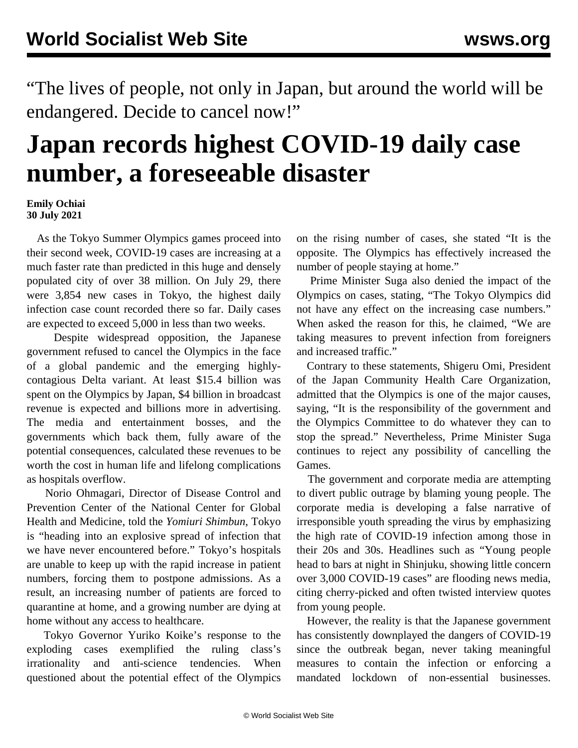"The lives of people, not only in Japan, but around the world will be endangered. Decide to cancel now!"

# Japan records highest COVID-19 daily case number, a foreseeable disaster

**Emily Ochiai**
**30 July 2021**

As the Tokyo Summer Olympics games proceed into their second week, COVID-19 cases are increasing at a much faster rate than predicted in this huge and densely populated city of over 38 million. On July 29, there were 3,854 new cases in Tokyo, the highest daily infection case count recorded there so far. Daily cases are expected to exceed 5,000 in less than two weeks.

Despite widespread opposition, the Japanese government refused to cancel the Olympics in the face of a global pandemic and the emerging highly-contagious Delta variant. At least $15.4 billion was spent on the Olympics by Japan, $4 billion in broadcast revenue is expected and billions more in advertising. The media and entertainment bosses, and the governments which back them, fully aware of the potential consequences, calculated these revenues to be worth the cost in human life and lifelong complications as hospitals overflow.

Norio Ohmagari, Director of Disease Control and Prevention Center of the National Center for Global Health and Medicine, told the *Yomiuri Shimbun*, Tokyo is "heading into an explosive spread of infection that we have never encountered before." Tokyo's hospitals are unable to keep up with the rapid increase in patient numbers, forcing them to postpone admissions. As a result, an increasing number of patients are forced to quarantine at home, and a growing number are dying at home without any access to healthcare.

Tokyo Governor Yuriko Koike's response to the exploding cases exemplified the ruling class's irrationality and anti-science tendencies. When questioned about the potential effect of the Olympics on the rising number of cases, she stated "It is the opposite. The Olympics has effectively increased the number of people staying at home."

Prime Minister Suga also denied the impact of the Olympics on cases, stating, "The Tokyo Olympics did not have any effect on the increasing case numbers." When asked the reason for this, he claimed, "We are taking measures to prevent infection from foreigners and increased traffic."

Contrary to these statements, Shigeru Omi, President of the Japan Community Health Care Organization, admitted that the Olympics is one of the major causes, saying, "It is the responsibility of the government and the Olympics Committee to do whatever they can to stop the spread." Nevertheless, Prime Minister Suga continues to reject any possibility of cancelling the Games.

The government and corporate media are attempting to divert public outrage by blaming young people. The corporate media is developing a false narrative of irresponsible youth spreading the virus by emphasizing the high rate of COVID-19 infection among those in their 20s and 30s. Headlines such as "Young people head to bars at night in Shinjuku, showing little concern over 3,000 COVID-19 cases" are flooding news media, citing cherry-picked and often twisted interview quotes from young people.

However, the reality is that the Japanese government has consistently downplayed the dangers of COVID-19 since the outbreak began, never taking meaningful measures to contain the infection or enforcing a mandated lockdown of non-essential businesses.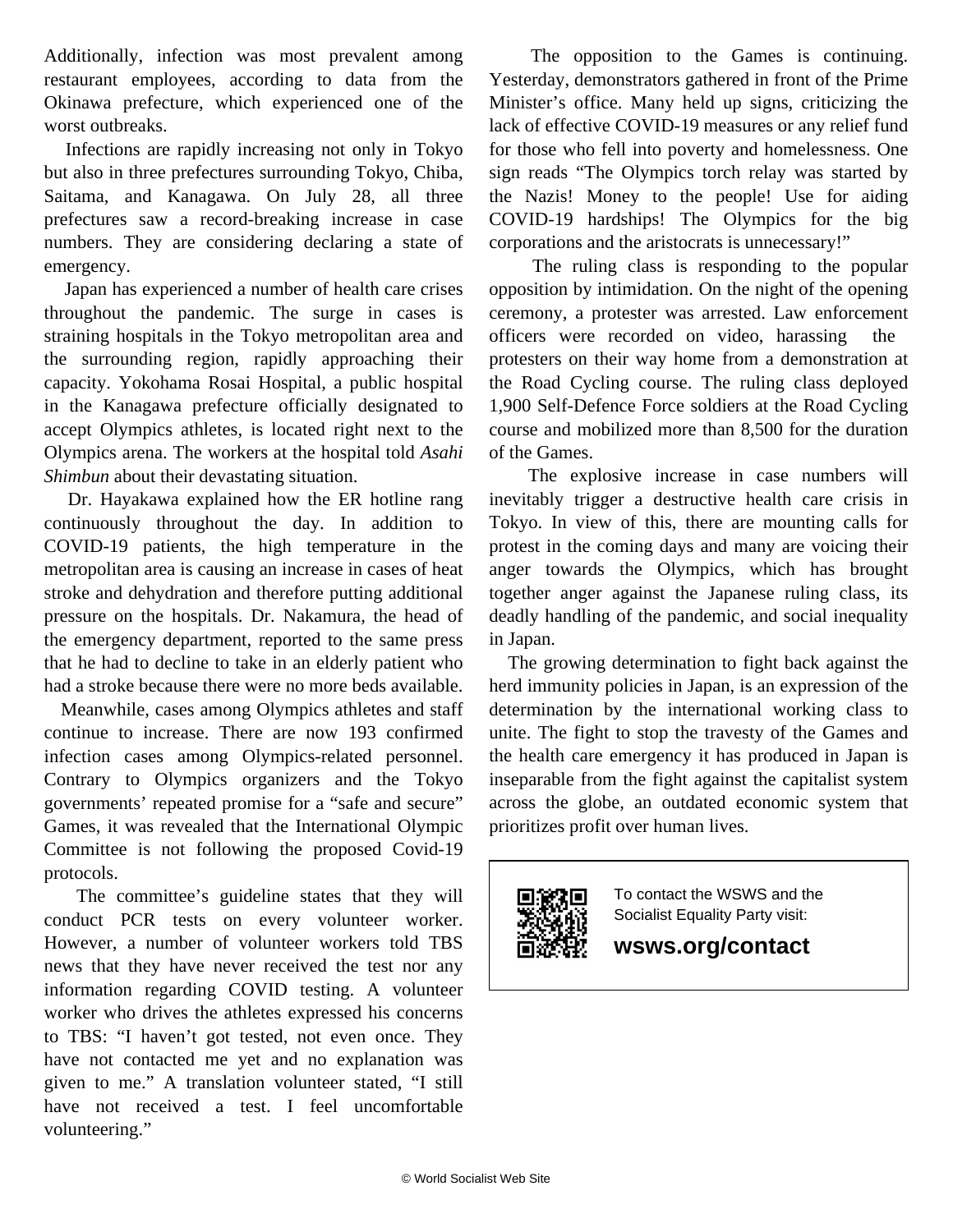Additionally, infection was most prevalent among restaurant employees, according to data from the Okinawa prefecture, which experienced one of the worst outbreaks.

Infections are rapidly increasing not only in Tokyo but also in three prefectures surrounding Tokyo, Chiba, Saitama, and Kanagawa. On July 28, all three prefectures saw a record-breaking increase in case numbers. They are considering declaring a state of emergency.

Japan has experienced a number of health care crises throughout the pandemic. The surge in cases is straining hospitals in the Tokyo metropolitan area and the surrounding region, rapidly approaching their capacity. Yokohama Rosai Hospital, a public hospital in the Kanagawa prefecture officially designated to accept Olympics athletes, is located right next to the Olympics arena. The workers at the hospital told *Asahi Shimbun* about their devastating situation.

Dr. Hayakawa explained how the ER hotline rang continuously throughout the day. In addition to COVID-19 patients, the high temperature in the metropolitan area is causing an increase in cases of heat stroke and dehydration and therefore putting additional pressure on the hospitals. Dr. Nakamura, the head of the emergency department, reported to the same press that he had to decline to take in an elderly patient who had a stroke because there were no more beds available.

Meanwhile, cases among Olympics athletes and staff continue to increase. There are now 193 confirmed infection cases among Olympics-related personnel. Contrary to Olympics organizers and the Tokyo governments' repeated promise for a "safe and secure" Games, it was revealed that the International Olympic Committee is not following the proposed Covid-19 protocols.

The committee's guideline states that they will conduct PCR tests on every volunteer worker. However, a number of volunteer workers told TBS news that they have never received the test nor any information regarding COVID testing. A volunteer worker who drives the athletes expressed his concerns to TBS: "I haven't got tested, not even once. They have not contacted me yet and no explanation was given to me." A translation volunteer stated, "I still have not received a test. I feel uncomfortable volunteering."

The opposition to the Games is continuing. Yesterday, demonstrators gathered in front of the Prime Minister's office. Many held up signs, criticizing the lack of effective COVID-19 measures or any relief fund for those who fell into poverty and homelessness. One sign reads "The Olympics torch relay was started by the Nazis! Money to the people! Use for aiding COVID-19 hardships! The Olympics for the big corporations and the aristocrats is unnecessary!"

The ruling class is responding to the popular opposition by intimidation. On the night of the opening ceremony, a protester was arrested. Law enforcement officers were recorded on video, harassing the protesters on their way home from a demonstration at the Road Cycling course. The ruling class deployed 1,900 Self-Defence Force soldiers at the Road Cycling course and mobilized more than 8,500 for the duration of the Games.

The explosive increase in case numbers will inevitably trigger a destructive health care crisis in Tokyo. In view of this, there are mounting calls for protest in the coming days and many are voicing their anger towards the Olympics, which has brought together anger against the Japanese ruling class, its deadly handling of the pandemic, and social inequality in Japan.

The growing determination to fight back against the herd immunity policies in Japan, is an expression of the determination by the international working class to unite. The fight to stop the travesty of the Games and the health care emergency it has produced in Japan is inseparable from the fight against the capitalist system across the globe, an outdated economic system that prioritizes profit over human lives.

To contact the WSWS and the Socialist Equality Party visit:

**wsws.org/contact**